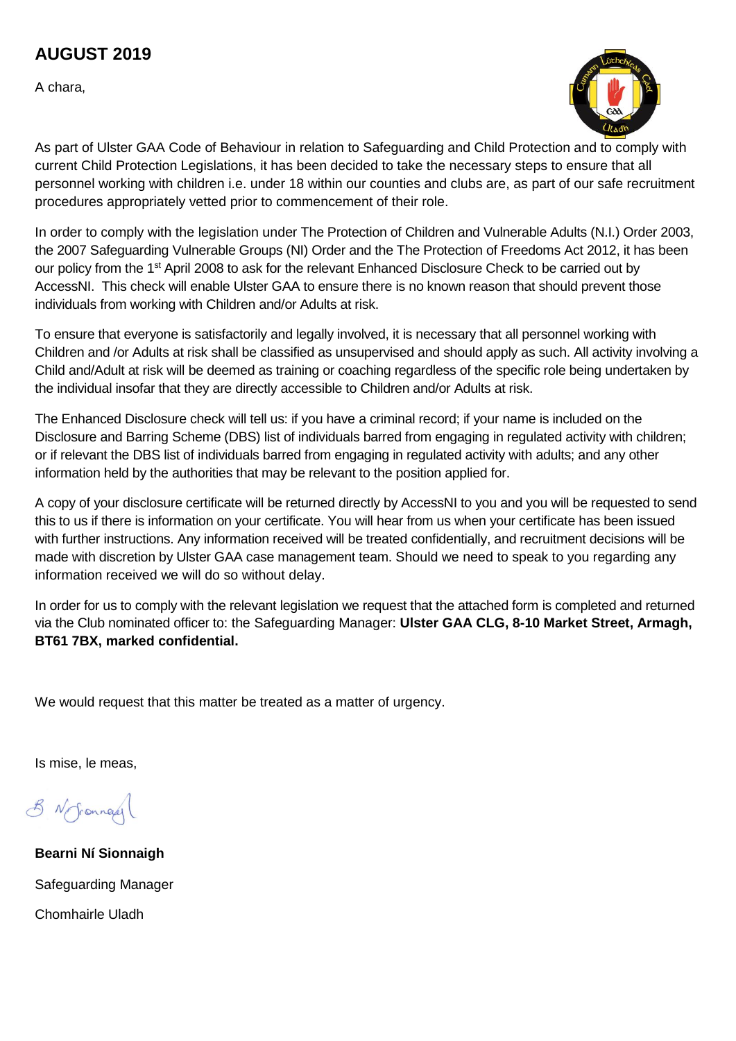# AUGUST 2019

A chara,

As part of Ulster GAA Code of Behaviour in relation to Safeguarding and Child Protection and to comply with current Child Protection Legislations, it has been decided to take the necessary steps to ensure that all personnel working with children i.e. under 18 within our counties and clubs are, as part of our safe recruitment procedures appropriately vetted prior to commencement of their role.

In order to comply with the legislation under The Protection of Children and Vulnerable Adults (N.I.) Order 2003, the 2007 Safeguarding Vulnerable Groups (NI) Order and the The Protection of Freedoms Act 2012, it has been our policy from the 1st April 2008 to ask for the relevant Enhanced Disclosure Check to be carried out by AccessNI. This check will enable Ulster GAA to ensure there is no known reason that should prevent those individuals from working with Children and/or Adults at risk.

To ensure that everyone is satisfactorily and legally involved, it is necessary that all personnel working with Children and /or Adults at risk shall be classified as unsupervised and should apply as such. All activity involving a Child and/Adult at risk will be deemed as training or coaching regardless of the specific role being undertaken by the individual insofar that they are directly accessible to Children and/or Adults at risk.

The Enhanced Disclosure check will tell us: if you have a criminal record; if your name is included on the Disclosure and Barring Scheme (DBS) list of individuals barred from engaging in regulated activity with children; or if relevant the DBS list of individuals barred from engaging in regulated activity with adults; and any other information held by the authorities that may be relevant to the position applied for.

A copy of your disclosure certificate will be returned directly by AccessNI to you and you will be requested to send this to us if there is information on your certificate. You will hear from us when your certificate has been issued with further instructions. Any information received will be treated confidentially, and recruitment decisions will be made with discretion by Ulster GAA case management team. Should we need to speak to you regarding any information received we will do so without delay.

In order for us to comply with the relevant legislation we request that the attached form is completed and returned via the Club nominated officer to: the Safeguarding Manager: **Ulster GAA CLG, 8-10 Market Street, Armagh, BT61 7BX, marked confidential.**

We would request that this matter be treated as a matter of urgency.

Is mise, le meas,

B Ní Sionnaigh

**Bearni Ní Sionnaigh**

Safeguarding Manager

Chomhairle Uladh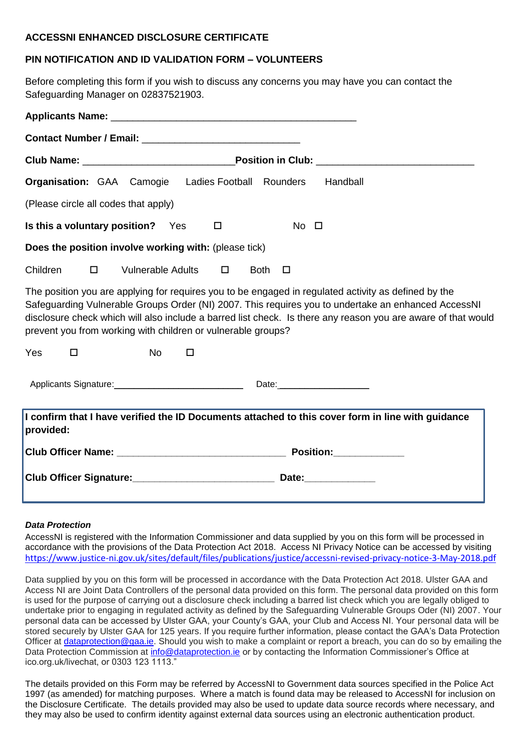**ACCESSNI ENHANCED DISCLOSURE CERTIFICATE**

**PIN NOTIFICATION AND ID VALIDATION FORM – VOLUNTEERS**

Before completing this form if you wish to discuss any concerns you may have you can contact the Safeguarding Manager on 02837521903.

**Applicants Name:** ______________________________________________

**Contact Number / Email:** _____________________________

**Club Name:** ___________________________ **Position in Club:** _____________________________

**Organisation:** GAA  Camogie  Ladies Football  Rounders  Handball

(Please circle all codes that apply)

**Is this a voluntary position?** Yes ☐  No ☐

**Does the position involve working with:** (please tick)

Children ☐  Vulnerable Adults ☐  Both ☐

The position you are applying for requires you to be engaged in regulated activity as defined by the Safeguarding Vulnerable Groups Order (NI) 2007. This requires you to undertake an enhanced AccessNI disclosure check which will also include a barred list check. Is there any reason you are aware of that would prevent you from working with children or vulnerable groups?

Yes ☐  No ☐

Applicants Signature: ________________________  Date: __________________

**I confirm that I have verified the ID Documents attached to this cover form in line with guidance provided:**

**Club Officer Name:** _______________________________ **Position:** _____________

**Club Officer Signature:** __________________________ **Date:** _____________

***Data Protection***

AccessNI is registered with the Information Commissioner and data supplied by you on this form will be processed in accordance with the provisions of the Data Protection Act 2018. Access NI Privacy Notice can be accessed by visiting https://www.justice-ni.gov.uk/sites/default/files/publications/justice/accessni-revised-privacy-notice-3-May-2018.pdf

Data supplied by you on this form will be processed in accordance with the Data Protection Act 2018. Ulster GAA and Access NI are Joint Data Controllers of the personal data provided on this form. The personal data provided on this form is used for the purpose of carrying out a disclosure check including a barred list check which you are legally obliged to undertake prior to engaging in regulated activity as defined by the Safeguarding Vulnerable Groups Oder (NI) 2007. Your personal data can be accessed by Ulster GAA, your County's GAA, your Club and Access NI. Your personal data will be stored securely by Ulster GAA for 125 years. If you require further information, please contact the GAA's Data Protection Officer at dataprotection@gaa.ie. Should you wish to make a complaint or report a breach, you can do so by emailing the Data Protection Commission at info@dataprotection.ie or by contacting the Information Commissioner's Office at ico.org.uk/livechat, or 0303 123 1113."

The details provided on this Form may be referred by AccessNI to Government data sources specified in the Police Act 1997 (as amended) for matching purposes. Where a match is found data may be released to AccessNI for inclusion on the Disclosure Certificate. The details provided may also be used to update data source records where necessary, and they may also be used to confirm identity against external data sources using an electronic authentication product.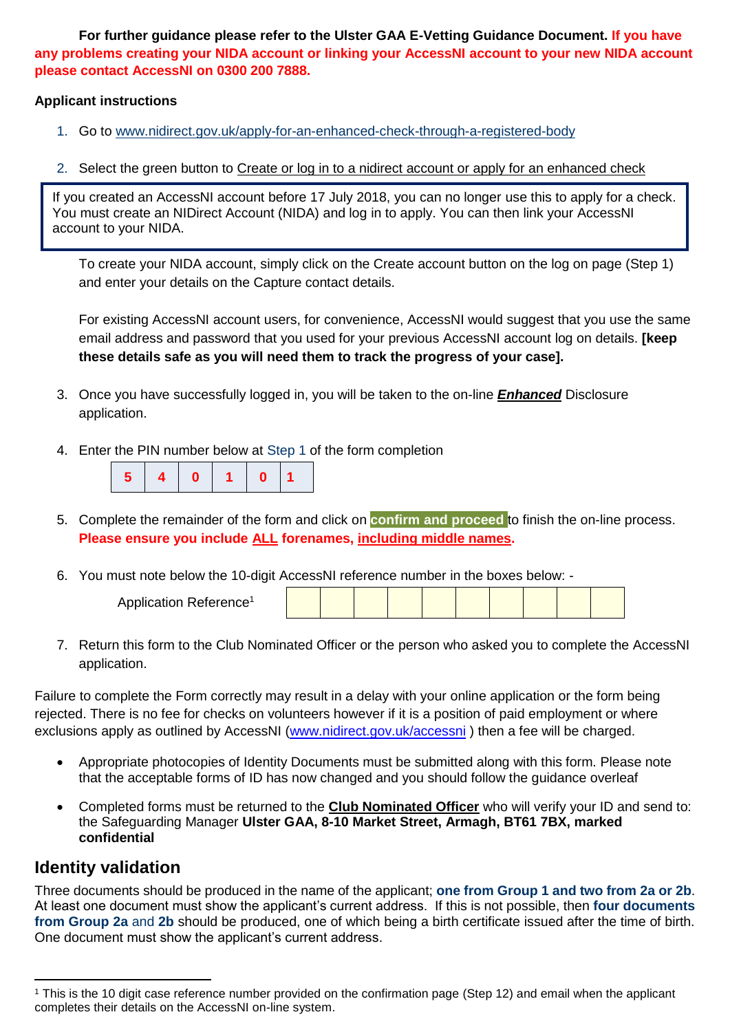**For further guidance please refer to the Ulster GAA E-Vetting Guidance Document. If you have any problems creating your NIDA account or linking your AccessNI account to your new NIDA account please contact AccessNI on 0300 200 7888.**

**Applicant instructions**

1. Go to www.nidirect.gov.uk/apply-for-an-enhanced-check-through-a-registered-body

2. Select the green button to Create or log in to a nidirect account or apply for an enhanced check

> If you created an AccessNI account before 17 July 2018, you can no longer use this to apply for a check. You must create an NIDirect Account (NIDA) and log in to apply. You can then link your AccessNI account to your NIDA.

   To create your NIDA account, simply click on the Create account button on the log on page (Step 1) and enter your details on the Capture contact details.

   For existing AccessNI account users, for convenience, AccessNI would suggest that you use the same email address and password that you used for your previous AccessNI account log on details. **[keep these details safe as you will need them to track the progress of your case].**

3. Once you have successfully logged in, you will be taken to the on-line ***Enhanced*** Disclosure application.

4. Enter the PIN number below at Step 1 of the form completion

| 5 | 4 | 0 | 1 | 0 | 1 |
|---|---|---|---|---|---|

5. Complete the remainder of the form and click on **confirm and proceed** to finish the on-line process. **Please ensure you include ALL forenames, including middle names.**

6. You must note below the 10-digit AccessNI reference number in the boxes below: -

| Application Reference[1] | | | | | | | | | | |
|---|---|---|---|---|---|---|---|---|---|---|

7. Return this form to the Club Nominated Officer or the person who asked you to complete the AccessNI application.

Failure to complete the Form correctly may result in a delay with your online application or the form being rejected. There is no fee for checks on volunteers however if it is a position of paid employment or where exclusions apply as outlined by AccessNI (www.nidirect.gov.uk/accessni ) then a fee will be charged.

- Appropriate photocopies of Identity Documents must be submitted along with this form. Please note that the acceptable forms of ID has now changed and you should follow the guidance overleaf

- Completed forms must be returned to the **Club Nominated Officer** who will verify your ID and send to: the Safeguarding Manager **Ulster GAA, 8-10 Market Street, Armagh, BT61 7BX, marked confidential**

## Identity validation

Three documents should be produced in the name of the applicant; **one from Group 1 and two from 2a or 2b**. At least one document must show the applicant's current address. If this is not possible, then **four documents from Group 2a** and **2b** should be produced, one of which being a birth certificate issued after the time of birth. One document must show the applicant's current address.

[1] This is the 10 digit case reference number provided on the confirmation page (Step 12) and email when the applicant completes their details on the AccessNI on-line system.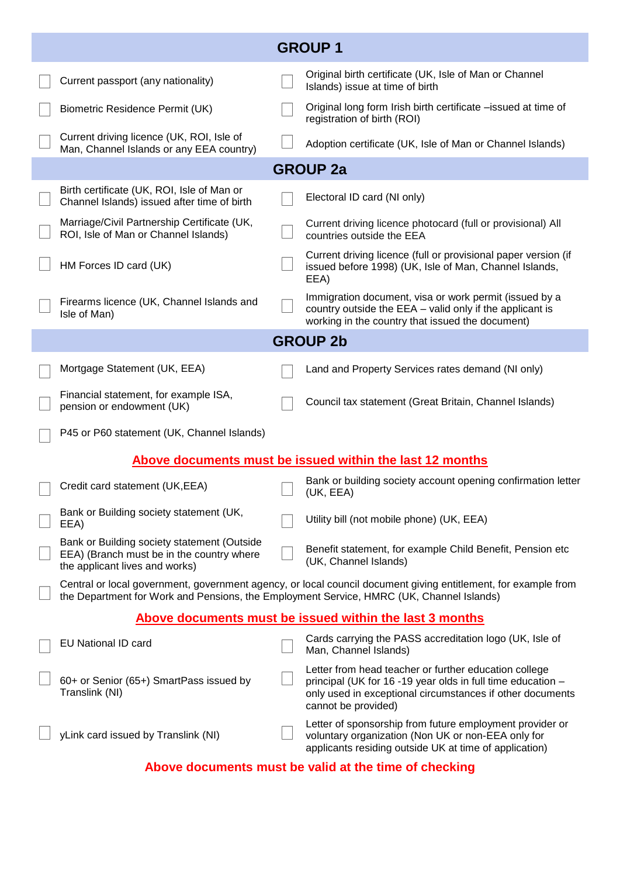## GROUP 1

| | |
|---|---|
| ☐ Current passport (any nationality) | ☐ Original birth certificate (UK, Isle of Man or Channel Islands) issue at time of birth |
| ☐ Biometric Residence Permit (UK) | ☐ Original long form Irish birth certificate –issued at time of registration of birth (ROI) |
| ☐ Current driving licence (UK, ROI, Isle of Man, Channel Islands or any EEA country) | ☐ Adoption certificate (UK, Isle of Man or Channel Islands) |

## GROUP 2a

| | |
|---|---|
| ☐ Birth certificate (UK, ROI, Isle of Man or Channel Islands) issued after time of birth | ☐ Electoral ID card (NI only) |
| ☐ Marriage/Civil Partnership Certificate (UK, ROI, Isle of Man or Channel Islands) | ☐ Current driving licence photocard (full or provisional) All countries outside the EEA |
| ☐ HM Forces ID card (UK) | ☐ Current driving licence (full or provisional paper version (if issued before 1998) (UK, Isle of Man, Channel Islands, EEA) |
| ☐ Firearms licence (UK, Channel Islands and Isle of Man) | ☐ Immigration document, visa or work permit (issued by a country outside the EEA – valid only if the applicant is working in the country that issued the document) |

## GROUP 2b

| | |
|---|---|
| ☐ Mortgage Statement (UK, EEA) | ☐ Land and Property Services rates demand (NI only) |
| ☐ Financial statement, for example ISA, pension or endowment (UK) | ☐ Council tax statement (Great Britain, Channel Islands) |
| ☐ P45 or P60 statement (UK, Channel Islands) | |

**Above documents must be issued within the last 12 months**

| | |
|---|---|
| ☐ Credit card statement (UK,EEA) | ☐ Bank or building society account opening confirmation letter (UK, EEA) |
| ☐ Bank or Building society statement (UK, EEA) | ☐ Utility bill (not mobile phone) (UK, EEA) |
| ☐ Bank or Building society statement (Outside EEA) (Branch must be in the country where the applicant lives and works) | ☐ Benefit statement, for example Child Benefit, Pension etc (UK, Channel Islands) |

☐ Central or local government, government agency, or local council document giving entitlement, for example from the Department for Work and Pensions, the Employment Service, HMRC (UK, Channel Islands)

**Above documents must be issued within the last 3 months**

| | |
|---|---|
| ☐ EU National ID card | ☐ Cards carrying the PASS accreditation logo (UK, Isle of Man, Channel Islands) |
| ☐ 60+ or Senior (65+) SmartPass issued by Translink (NI) | ☐ Letter from head teacher or further education college principal (UK for 16 -19 year olds in full time education – only used in exceptional circumstances if other documents cannot be provided) |
| ☐ yLink card issued by Translink (NI) | ☐ Letter of sponsorship from future employment provider or voluntary organization (Non UK or non-EEA only for applicants residing outside UK at time of application) |

**Above documents must be valid at the time of checking**